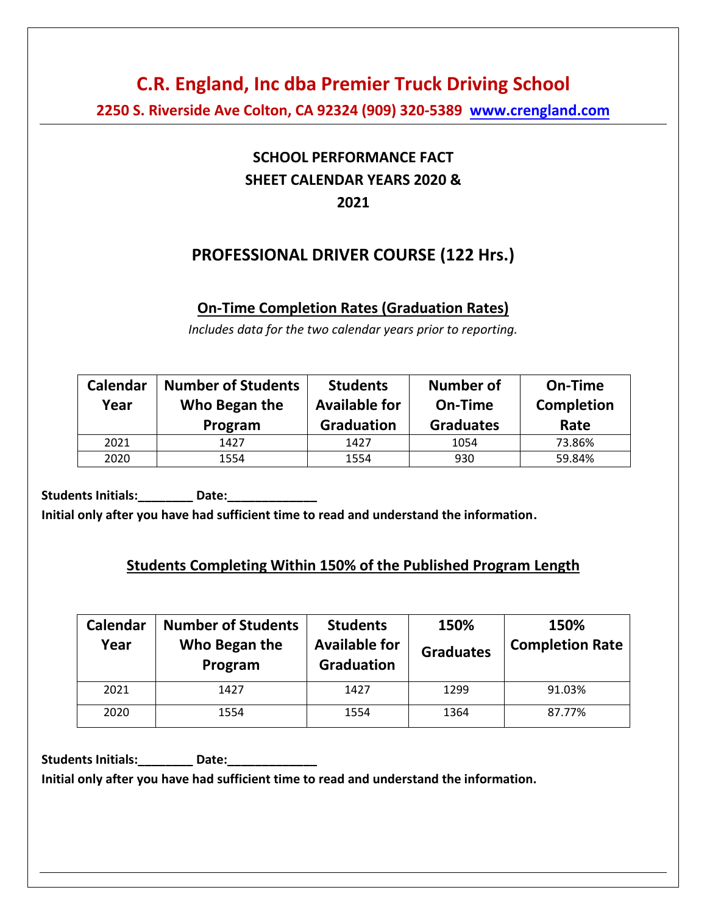# C.R. England, Inc dba Premier Truck Driving School

**2250 S. Riverside Ave Colton, CA 92324 (909) 320-5389 [www.crengland.com](http://www.crengland.com)**

## SCHOOL PERFORMANCE FACT SHEET CALENDAR YEARS 2020 & 2021

## PROFESSIONAL DRIVER COURSE (122 Hrs.)

### On-Time Completion Rates (Graduation Rates)

*Includes data for the two calendar years prior to reporting.*

| Calendar Year | Number of Students Who Began the Program | Students Available for Graduation | Number of On-Time Graduates | On-Time Completion Rate |
|---|---|---|---|---|
| 2021 | 1427 | 1427 | 1054 | 73.86% |
| 2020 | 1554 | 1554 | 930 | 59.84% |

**Students Initials:________ Date:_____________**

**Initial only after you have had sufficient time to read and understand the information.**

### Students Completing Within 150% of the Published Program Length

| Calendar Year | Number of Students Who Began the Program | Students Available for Graduation | 150% Graduates | 150% Completion Rate |
|---|---|---|---|---|
| 2021 | 1427 | 1427 | 1299 | 91.03% |
| 2020 | 1554 | 1554 | 1364 | 87.77% |

**Students Initials:________ Date:_____________**

**Initial only after you have had sufficient time to read and understand the information.**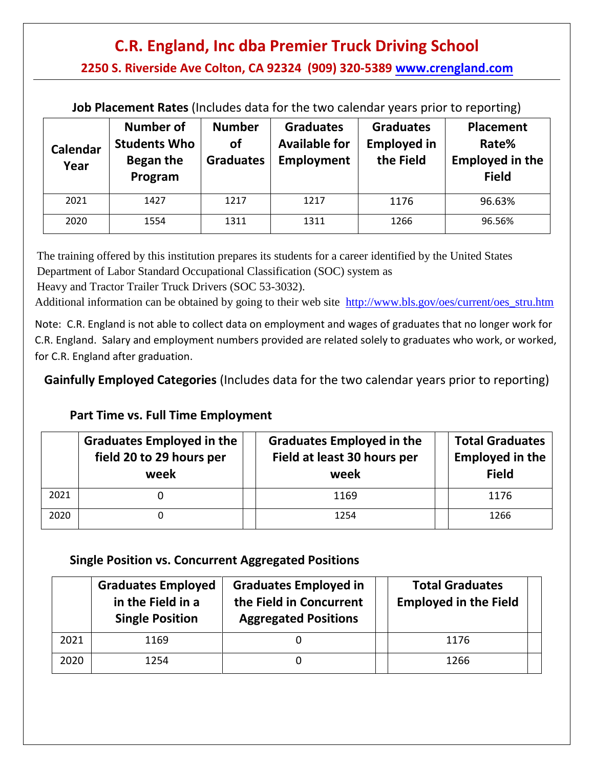# C.R. England, Inc dba Premier Truck Driving School

**2250 S. Riverside Ave Colton, CA 92324 (909) 320-5389 [www.crengland.com](www.crengland.com)**

**Job Placement Rates** (Includes data for the two calendar years prior to reporting)

| Calendar Year | Number of Students Who Began the Program | Number of Graduates | Graduates Available for Employment | Graduates Employed in the Field | Placement Rate% Employed in the Field |
|---|---|---|---|---|---|
| 2021 | 1427 | 1217 | 1217 | 1176 | 96.63% |
| 2020 | 1554 | 1311 | 1311 | 1266 | 96.56% |

The training offered by this institution prepares its students for a career identified by the United States Department of Labor Standard Occupational Classification (SOC) system as Heavy and Tractor Trailer Truck Drivers (SOC 53-3032).

Additional information can be obtained by going to their web site [http://www.bls.gov/oes/current/oes_stru.htm](http://www.bls.gov/oes/current/oes_stru.htm)

Note: C.R. England is not able to collect data on employment and wages of graduates that no longer work for C.R. England. Salary and employment numbers provided are related solely to graduates who work, or worked, for C.R. England after graduation.

**Gainfully Employed Categories** (Includes data for the two calendar years prior to reporting)

### Part Time vs. Full Time Employment

| | Graduates Employed in the field 20 to 29 hours per week | Graduates Employed in the Field at least 30 hours per week | Total Graduates Employed in the Field |
|---|---|---|---|
| 2021 | 0 | 1169 | 1176 |
| 2020 | 0 | 1254 | 1266 |

### Single Position vs. Concurrent Aggregated Positions

| | Graduates Employed in the Field in a Single Position | Graduates Employed in the Field in Concurrent Aggregated Positions | Total Graduates Employed in the Field |
|---|---|---|---|
| 2021 | 1169 | 0 | 1176 |
| 2020 | 1254 | 0 | 1266 |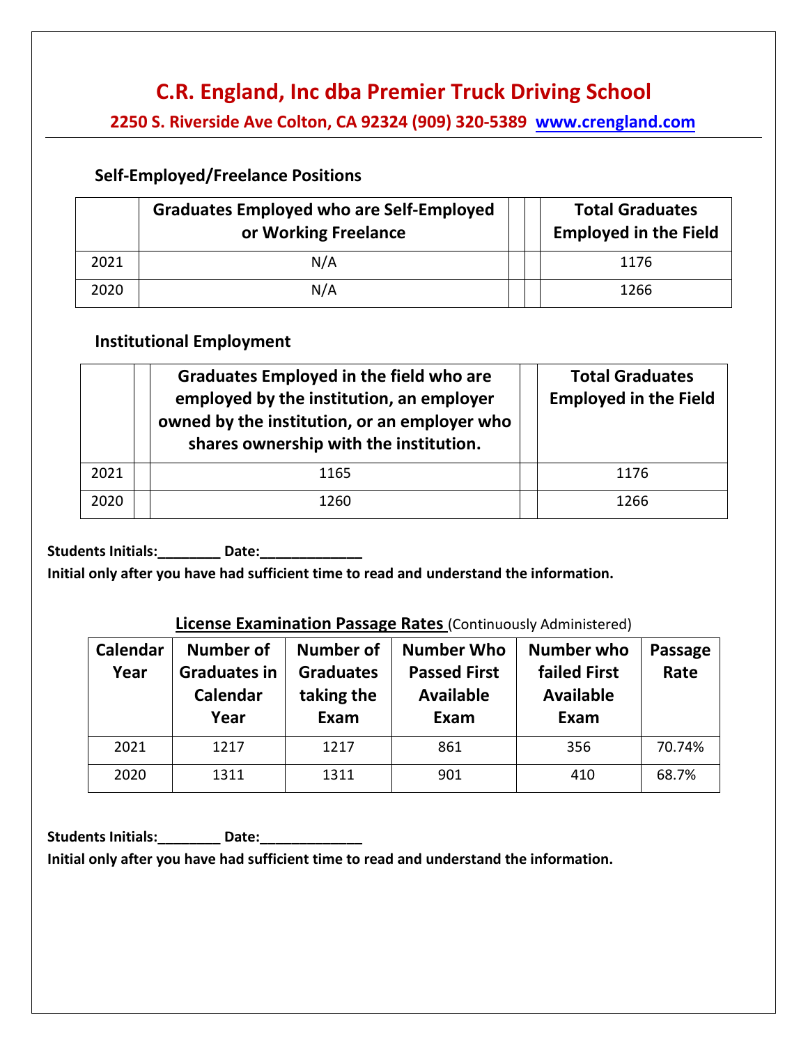# C.R. England, Inc dba Premier Truck Driving School

**2250 S. Riverside Ave Colton, CA 92324 (909) 320-5389 [www.crengland.com](http://www.crengland.com)**

## Self-Employed/Freelance Positions

| | Graduates Employed who are Self-Employed or Working Freelance | | | Total Graduates Employed in the Field |
|---|---|---|---|---|
| 2021 | N/A | | | 1176 |
| 2020 | N/A | | | 1266 |

## Institutional Employment

| | | Graduates Employed in the field who are employed by the institution, an employer owned by the institution, or an employer who shares ownership with the institution. | | Total Graduates Employed in the Field |
|---|---|---|---|---|
| 2021 | | 1165 | | 1176 |
| 2020 | | 1260 | | 1266 |

**Students Initials:________ Date:_____________**

**Initial only after you have had sufficient time to read and understand the information.**

**License Examination Passage Rates** (Continuously Administered)

| Calendar Year | Number of Graduates in Calendar Year | Number of Graduates taking the Exam | Number Who Passed First Available Exam | Number who failed First Available Exam | Passage Rate |
|---|---|---|---|---|---|
| 2021 | 1217 | 1217 | 861 | 356 | 70.74% |
| 2020 | 1311 | 1311 | 901 | 410 | 68.7% |

**Students Initials:________ Date:_____________**

**Initial only after you have had sufficient time to read and understand the information.**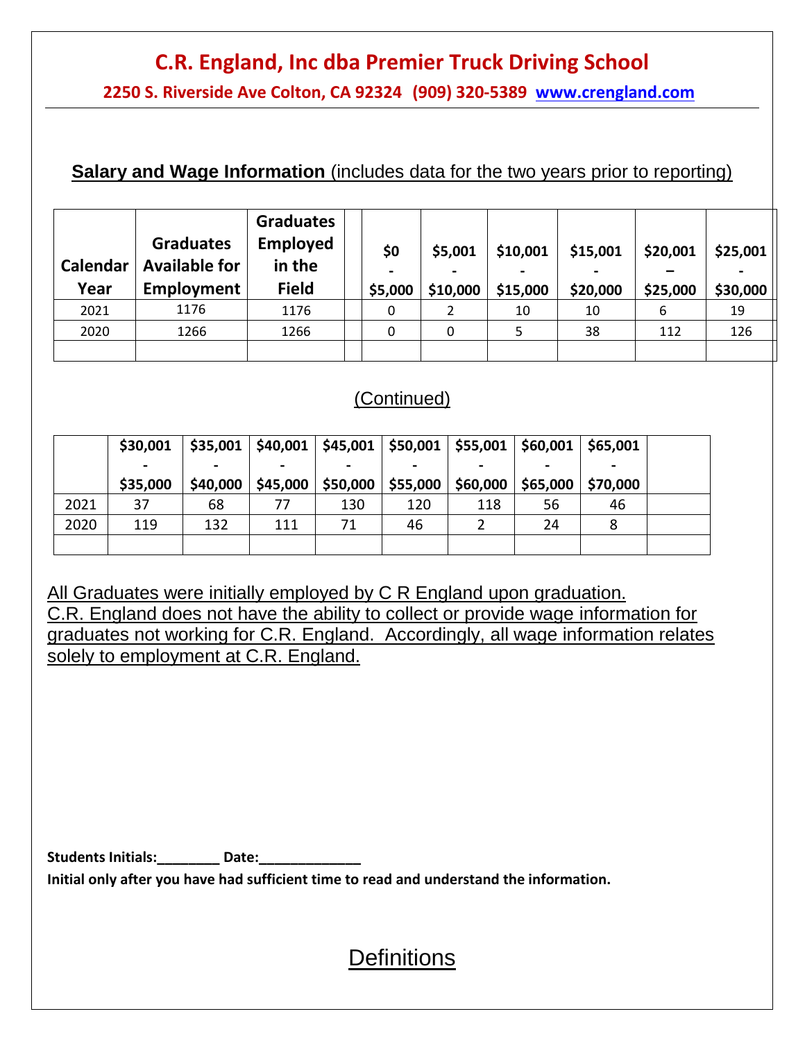# C.R. England, Inc dba Premier Truck Driving School

**2250 S. Riverside Ave Colton, CA 92324 (909) 320-5389 www.crengland.com**

**Salary and Wage Information** (includes data for the two years prior to reporting)

| Calendar Year | Graduates Available for Employment | Graduates Employed in the Field | | $0 - $5,000 | $5,001 - $10,000 | $10,001 - $15,000 | $15,001 - $20,000 | $20,001 – $25,000 | $25,001 - $30,000 |
|---|---|---|---|---|---|---|---|---|---|
| 2021 | 1176 | 1176 | | 0 | 2 | 10 | 10 | 6 | 19 |
| 2020 | 1266 | 1266 | | 0 | 0 | 5 | 38 | 112 | 126 |
| | | | | | | | | | |

(Continued)

| | $30,001 - $35,000 | $35,001 - $40,000 | $40,001 - $45,000 | $45,001 - $50,000 | $50,001 - $55,000 | $55,001 - $60,000 | $60,001 - $65,000 | $65,001 - $70,000 | |
|---|---|---|---|---|---|---|---|---|---|
| 2021 | 37 | 68 | 77 | 130 | 120 | 118 | 56 | 46 | |
| 2020 | 119 | 132 | 111 | 71 | 46 | 2 | 24 | 8 | |
| | | | | | | | | | |

All Graduates were initially employed by C R England upon graduation.
C.R. England does not have the ability to collect or provide wage information for graduates not working for C.R. England. Accordingly, all wage information relates solely to employment at C.R. England.

**Students Initials:________ Date:_____________**

**Initial only after you have had sufficient time to read and understand the information.**

## Definitions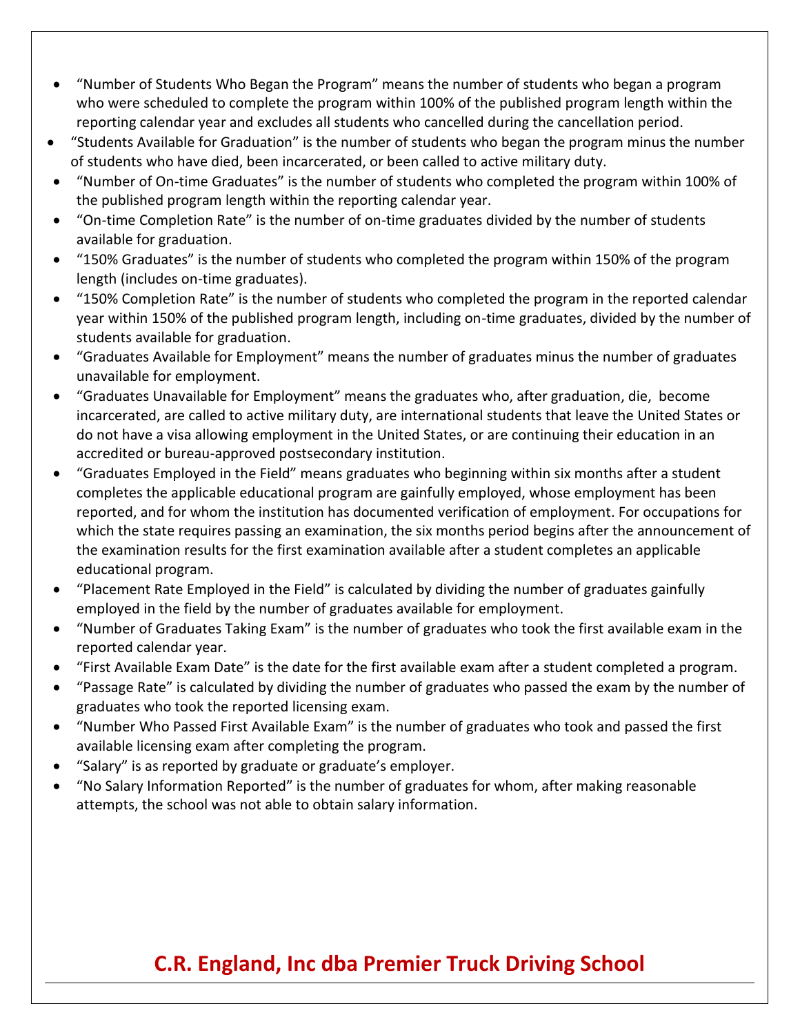- "Number of Students Who Began the Program" means the number of students who began a program who were scheduled to complete the program within 100% of the published program length within the reporting calendar year and excludes all students who cancelled during the cancellation period.
- "Students Available for Graduation" is the number of students who began the program minus the number of students who have died, been incarcerated, or been called to active military duty.
- "Number of On-time Graduates" is the number of students who completed the program within 100% of the published program length within the reporting calendar year.
- "On-time Completion Rate" is the number of on-time graduates divided by the number of students available for graduation.
- "150% Graduates" is the number of students who completed the program within 150% of the program length (includes on-time graduates).
- "150% Completion Rate" is the number of students who completed the program in the reported calendar year within 150% of the published program length, including on-time graduates, divided by the number of students available for graduation.
- "Graduates Available for Employment" means the number of graduates minus the number of graduates unavailable for employment.
- "Graduates Unavailable for Employment" means the graduates who, after graduation, die, become incarcerated, are called to active military duty, are international students that leave the United States or do not have a visa allowing employment in the United States, or are continuing their education in an accredited or bureau-approved postsecondary institution.
- "Graduates Employed in the Field" means graduates who beginning within six months after a student completes the applicable educational program are gainfully employed, whose employment has been reported, and for whom the institution has documented verification of employment. For occupations for which the state requires passing an examination, the six months period begins after the announcement of the examination results for the first examination available after a student completes an applicable educational program.
- "Placement Rate Employed in the Field" is calculated by dividing the number of graduates gainfully employed in the field by the number of graduates available for employment.
- "Number of Graduates Taking Exam" is the number of graduates who took the first available exam in the reported calendar year.
- "First Available Exam Date" is the date for the first available exam after a student completed a program.
- "Passage Rate" is calculated by dividing the number of graduates who passed the exam by the number of graduates who took the reported licensing exam.
- "Number Who Passed First Available Exam" is the number of graduates who took and passed the first available licensing exam after completing the program.
- "Salary" is as reported by graduate or graduate's employer.
- "No Salary Information Reported" is the number of graduates for whom, after making reasonable attempts, the school was not able to obtain salary information.

**C.R. England, Inc dba Premier Truck Driving School**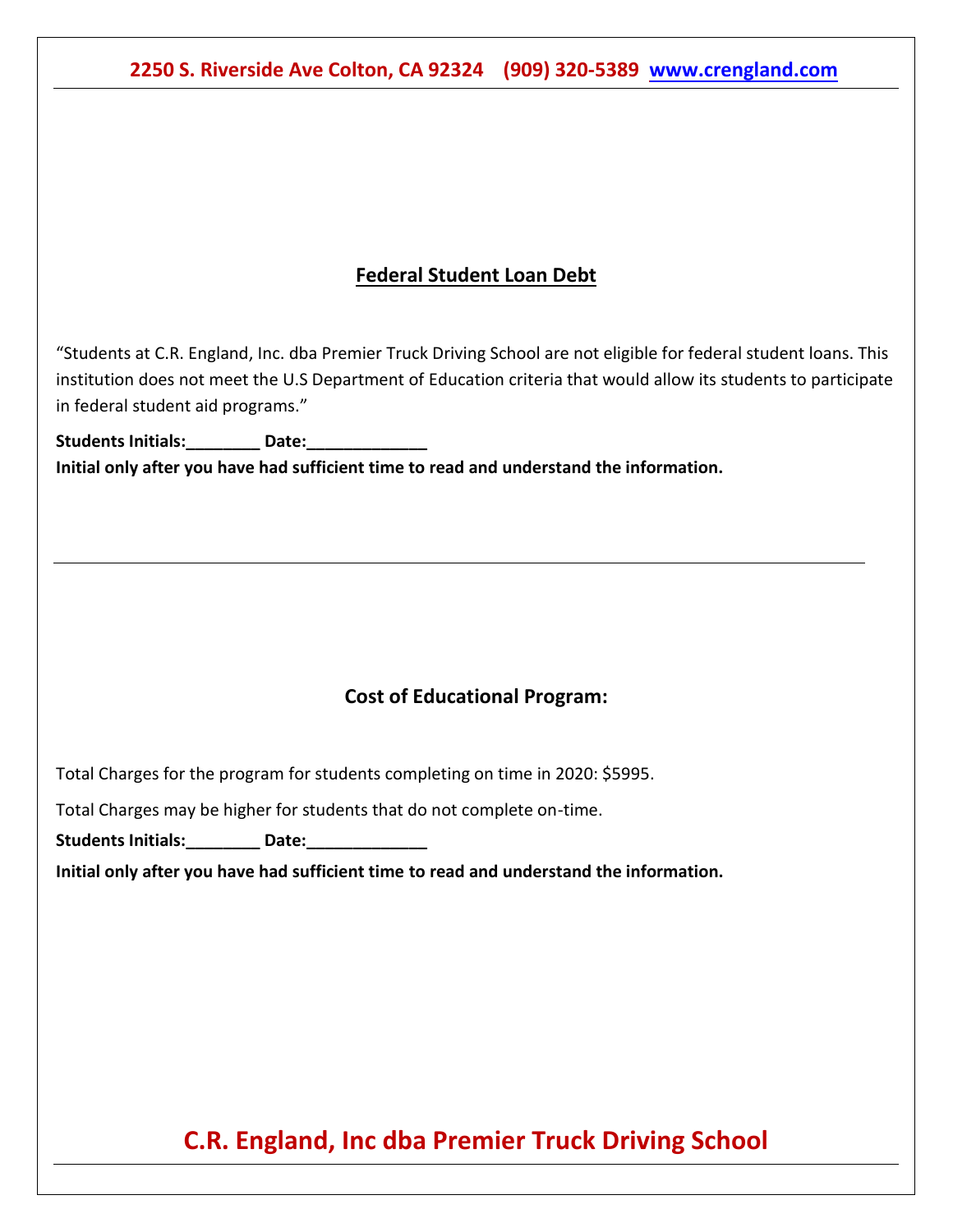## Federal Student Loan Debt

"Students at C.R. England, Inc. dba Premier Truck Driving School are not eligible for federal student loans. This institution does not meet the U.S Department of Education criteria that would allow its students to participate in federal student aid programs."

**Students Initials:________ Date:_____________**

**Initial only after you have had sufficient time to read and understand the information.**

---

## Cost of Educational Program:

Total Charges for the program for students completing on time in 2020: $5995.

Total Charges may be higher for students that do not complete on-time.

**Students Initials:________ Date:_____________**

**Initial only after you have had sufficient time to read and understand the information.**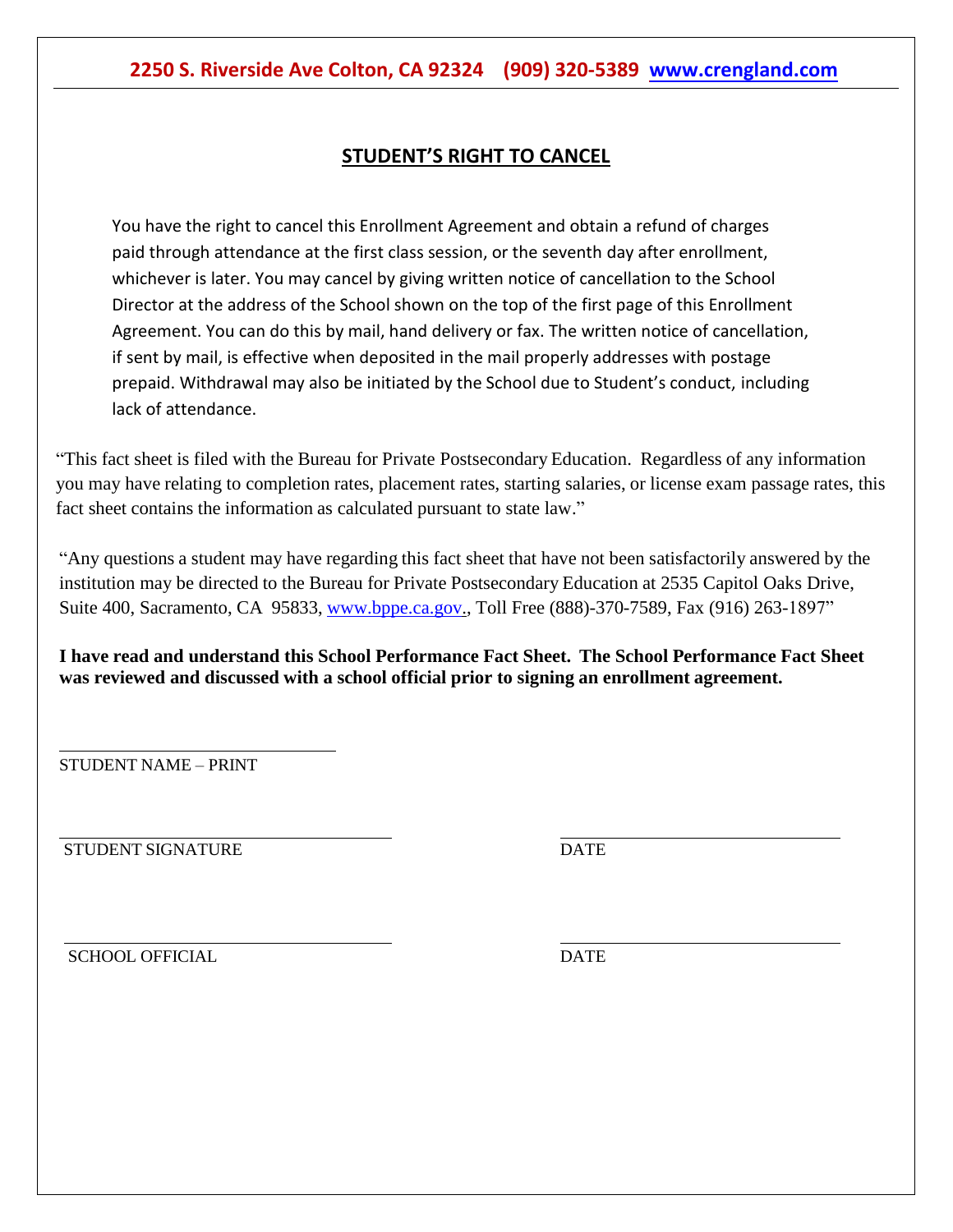2250 S. Riverside Ave Colton, CA 92324 (909) 320-5389 www.crengland.com

## STUDENT'S RIGHT TO CANCEL

You have the right to cancel this Enrollment Agreement and obtain a refund of charges paid through attendance at the first class session, or the seventh day after enrollment, whichever is later. You may cancel by giving written notice of cancellation to the School Director at the address of the School shown on the top of the first page of this Enrollment Agreement. You can do this by mail, hand delivery or fax. The written notice of cancellation, if sent by mail, is effective when deposited in the mail properly addresses with postage prepaid. Withdrawal may also be initiated by the School due to Student's conduct, including lack of attendance.

"This fact sheet is filed with the Bureau for Private Postsecondary Education. Regardless of any information you may have relating to completion rates, placement rates, starting salaries, or license exam passage rates, this fact sheet contains the information as calculated pursuant to state law."

"Any questions a student may have regarding this fact sheet that have not been satisfactorily answered by the institution may be directed to the Bureau for Private Postsecondary Education at 2535 Capitol Oaks Drive, Suite 400, Sacramento, CA 95833, www.bppe.ca.gov., Toll Free (888)-370-7589, Fax (916) 263-1897"

**I have read and understand this School Performance Fact Sheet. The School Performance Fact Sheet was reviewed and discussed with a school official prior to signing an enrollment agreement.**

STUDENT NAME – PRINT

STUDENT SIGNATURE DATE

SCHOOL OFFICIAL DATE